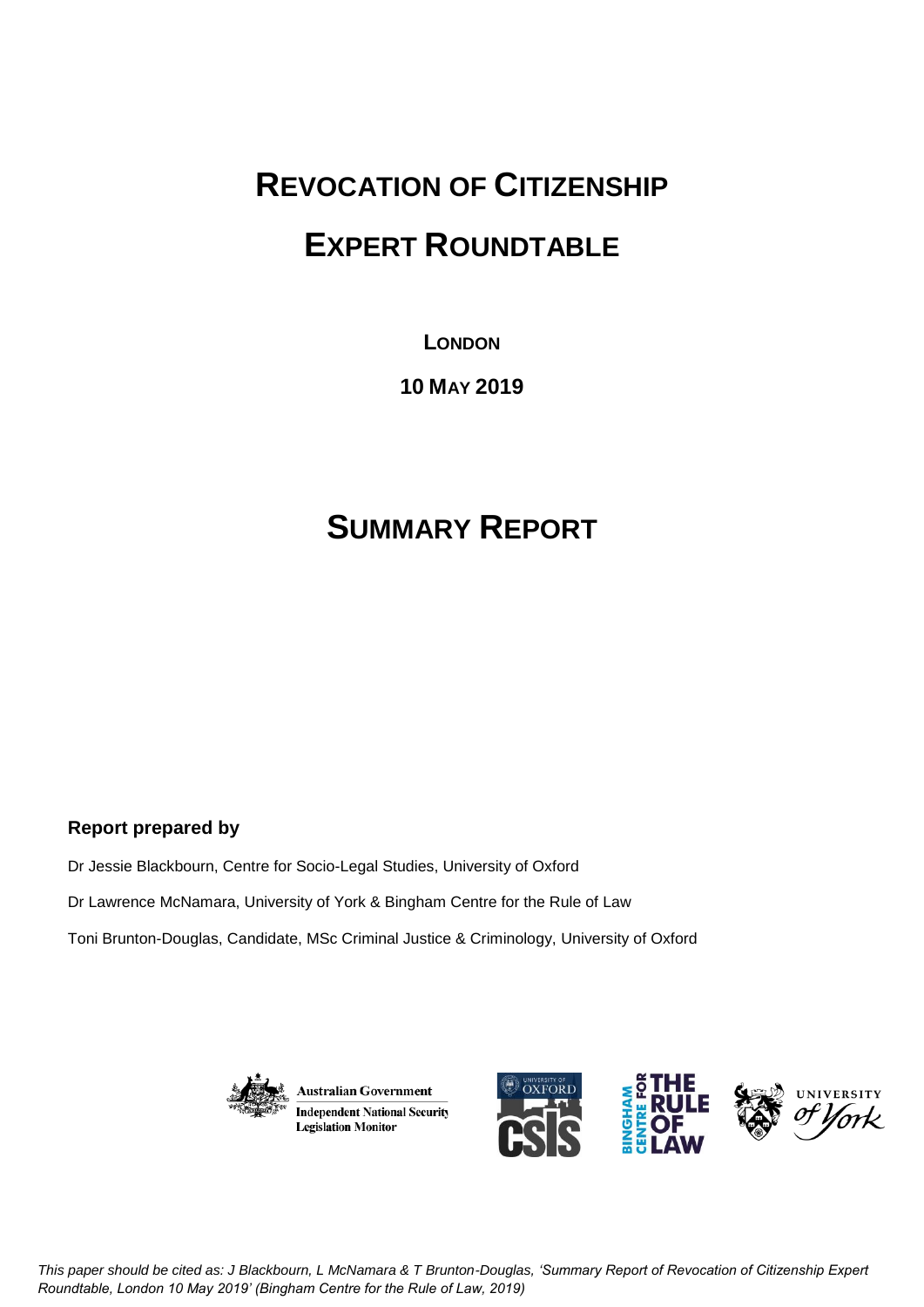# REVOCATION OF CITIZENSHIP

# EXPERT ROUNDTABLE

**LONDON**

**10 MAY 2019**

# SUMMARY REPORT

**Report prepared by**

Dr Jessie Blackbourn, Centre for Socio-Legal Studies, University of Oxford

Dr Lawrence McNamara, University of York & Bingham Centre for the Rule of Law

Toni Brunton-Douglas, Candidate, MSc Criminal Justice & Criminology, University of Oxford

Australian Government
Independent National Security Legislation Monitor

*This paper should be cited as: J Blackbourn, L McNamara & T Brunton-Douglas, 'Summary Report of Revocation of Citizenship Expert Roundtable, London 10 May 2019' (Bingham Centre for the Rule of Law, 2019)*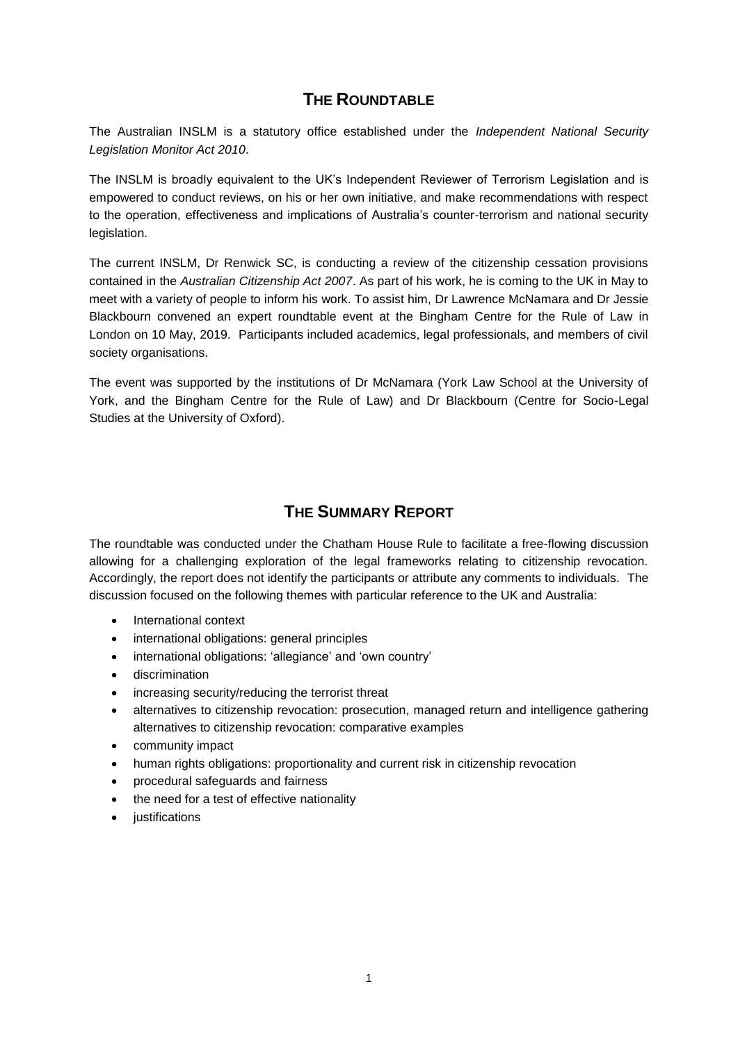## THE ROUNDTABLE

The Australian INSLM is a statutory office established under the *Independent National Security Legislation Monitor Act 2010*.

The INSLM is broadly equivalent to the UK's Independent Reviewer of Terrorism Legislation and is empowered to conduct reviews, on his or her own initiative, and make recommendations with respect to the operation, effectiveness and implications of Australia's counter-terrorism and national security legislation.

The current INSLM, Dr Renwick SC, is conducting a review of the citizenship cessation provisions contained in the *Australian Citizenship Act 2007*. As part of his work, he is coming to the UK in May to meet with a variety of people to inform his work. To assist him, Dr Lawrence McNamara and Dr Jessie Blackbourn convened an expert roundtable event at the Bingham Centre for the Rule of Law in London on 10 May, 2019. Participants included academics, legal professionals, and members of civil society organisations.

The event was supported by the institutions of Dr McNamara (York Law School at the University of York, and the Bingham Centre for the Rule of Law) and Dr Blackbourn (Centre for Socio-Legal Studies at the University of Oxford).

## THE SUMMARY REPORT

The roundtable was conducted under the Chatham House Rule to facilitate a free-flowing discussion allowing for a challenging exploration of the legal frameworks relating to citizenship revocation. Accordingly, the report does not identify the participants or attribute any comments to individuals. The discussion focused on the following themes with particular reference to the UK and Australia:

- International context
- international obligations: general principles
- international obligations: 'allegiance' and 'own country'
- discrimination
- increasing security/reducing the terrorist threat
- alternatives to citizenship revocation: prosecution, managed return and intelligence gathering alternatives to citizenship revocation: comparative examples
- community impact
- human rights obligations: proportionality and current risk in citizenship revocation
- procedural safeguards and fairness
- the need for a test of effective nationality
- justifications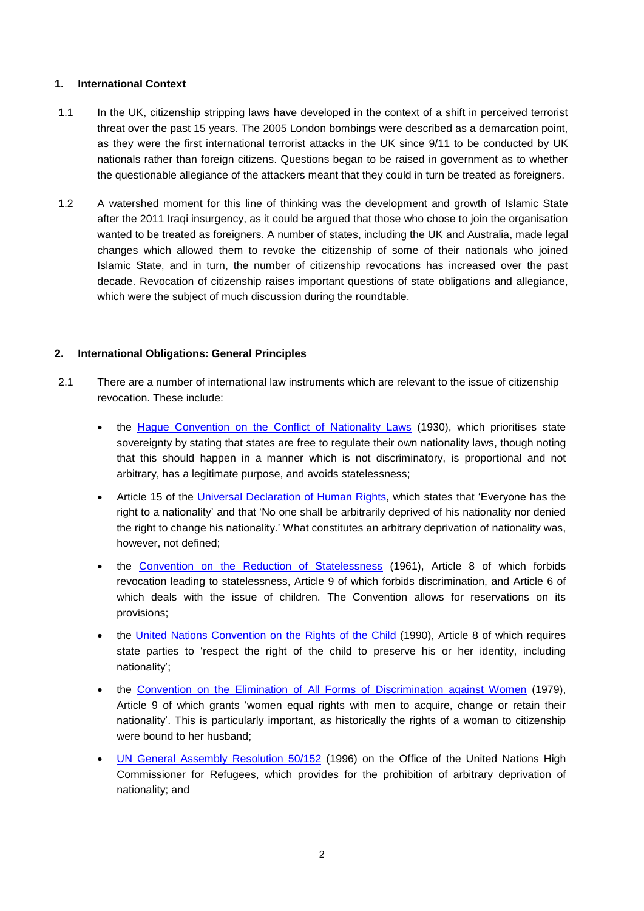## 1. International Context

1.1 In the UK, citizenship stripping laws have developed in the context of a shift in perceived terrorist threat over the past 15 years. The 2005 London bombings were described as a demarcation point, as they were the first international terrorist attacks in the UK since 9/11 to be conducted by UK nationals rather than foreign citizens. Questions began to be raised in government as to whether the questionable allegiance of the attackers meant that they could in turn be treated as foreigners.

1.2 A watershed moment for this line of thinking was the development and growth of Islamic State after the 2011 Iraqi insurgency, as it could be argued that those who chose to join the organisation wanted to be treated as foreigners. A number of states, including the UK and Australia, made legal changes which allowed them to revoke the citizenship of some of their nationals who joined Islamic State, and in turn, the number of citizenship revocations has increased over the past decade. Revocation of citizenship raises important questions of state obligations and allegiance, which were the subject of much discussion during the roundtable.

## 2. International Obligations: General Principles

2.1 There are a number of international law instruments which are relevant to the issue of citizenship revocation. These include:

- the Hague Convention on the Conflict of Nationality Laws (1930), which prioritises state sovereignty by stating that states are free to regulate their own nationality laws, though noting that this should happen in a manner which is not discriminatory, is proportional and not arbitrary, has a legitimate purpose, and avoids statelessness;
- Article 15 of the Universal Declaration of Human Rights, which states that 'Everyone has the right to a nationality' and that 'No one shall be arbitrarily deprived of his nationality nor denied the right to change his nationality.' What constitutes an arbitrary deprivation of nationality was, however, not defined;
- the Convention on the Reduction of Statelessness (1961), Article 8 of which forbids revocation leading to statelessness, Article 9 of which forbids discrimination, and Article 6 of which deals with the issue of children. The Convention allows for reservations on its provisions;
- the United Nations Convention on the Rights of the Child (1990), Article 8 of which requires state parties to 'respect the right of the child to preserve his or her identity, including nationality';
- the Convention on the Elimination of All Forms of Discrimination against Women (1979), Article 9 of which grants 'women equal rights with men to acquire, change or retain their nationality'. This is particularly important, as historically the rights of a woman to citizenship were bound to her husband;
- UN General Assembly Resolution 50/152 (1996) on the Office of the United Nations High Commissioner for Refugees, which provides for the prohibition of arbitrary deprivation of nationality; and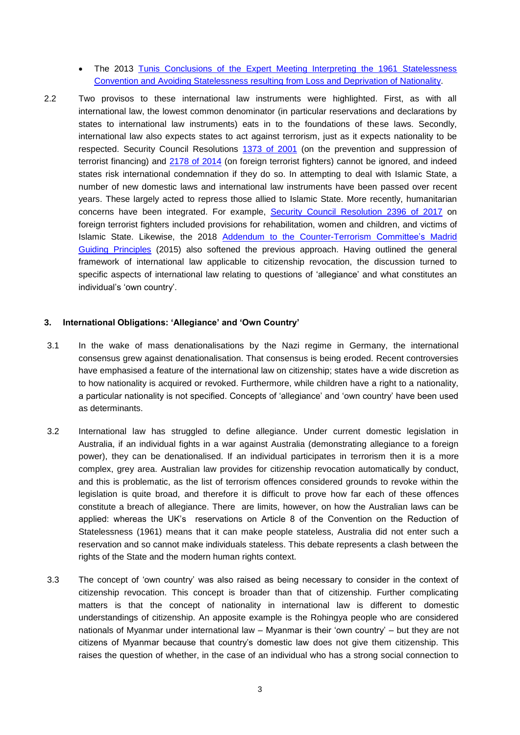- The 2013 Tunis Conclusions of the Expert Meeting Interpreting the 1961 Statelessness Convention and Avoiding Statelessness resulting from Loss and Deprivation of Nationality.

2.2 Two provisos to these international law instruments were highlighted. First, as with all international law, the lowest common denominator (in particular reservations and declarations by states to international law instruments) eats in to the foundations of these laws. Secondly, international law also expects states to act against terrorism, just as it expects nationality to be respected. Security Council Resolutions 1373 of 2001 (on the prevention and suppression of terrorist financing) and 2178 of 2014 (on foreign terrorist fighters) cannot be ignored, and indeed states risk international condemnation if they do so. In attempting to deal with Islamic State, a number of new domestic laws and international law instruments have been passed over recent years. These largely acted to repress those allied to Islamic State. More recently, humanitarian concerns have been integrated. For example, Security Council Resolution 2396 of 2017 on foreign terrorist fighters included provisions for rehabilitation, women and children, and victims of Islamic State. Likewise, the 2018 Addendum to the Counter-Terrorism Committee's Madrid Guiding Principles (2015) also softened the previous approach. Having outlined the general framework of international law applicable to citizenship revocation, the discussion turned to specific aspects of international law relating to questions of 'allegiance' and what constitutes an individual's 'own country'.

### 3. International Obligations: 'Allegiance' and 'Own Country'

3.1 In the wake of mass denationalisations by the Nazi regime in Germany, the international consensus grew against denationalisation. That consensus is being eroded. Recent controversies have emphasised a feature of the international law on citizenship; states have a wide discretion as to how nationality is acquired or revoked. Furthermore, while children have a right to a nationality, a particular nationality is not specified. Concepts of 'allegiance' and 'own country' have been used as determinants.

3.2 International law has struggled to define allegiance. Under current domestic legislation in Australia, if an individual fights in a war against Australia (demonstrating allegiance to a foreign power), they can be denationalised. If an individual participates in terrorism then it is a more complex, grey area. Australian law provides for citizenship revocation automatically by conduct, and this is problematic, as the list of terrorism offences considered grounds to revoke within the legislation is quite broad, and therefore it is difficult to prove how far each of these offences constitute a breach of allegiance. There are limits, however, on how the Australian laws can be applied: whereas the UK's reservations on Article 8 of the Convention on the Reduction of Statelessness (1961) means that it can make people stateless, Australia did not enter such a reservation and so cannot make individuals stateless. This debate represents a clash between the rights of the State and the modern human rights context.

3.3 The concept of 'own country' was also raised as being necessary to consider in the context of citizenship revocation. This concept is broader than that of citizenship. Further complicating matters is that the concept of nationality in international law is different to domestic understandings of citizenship. An apposite example is the Rohingya people who are considered nationals of Myanmar under international law – Myanmar is their 'own country' – but they are not citizens of Myanmar because that country's domestic law does not give them citizenship. This raises the question of whether, in the case of an individual who has a strong social connection to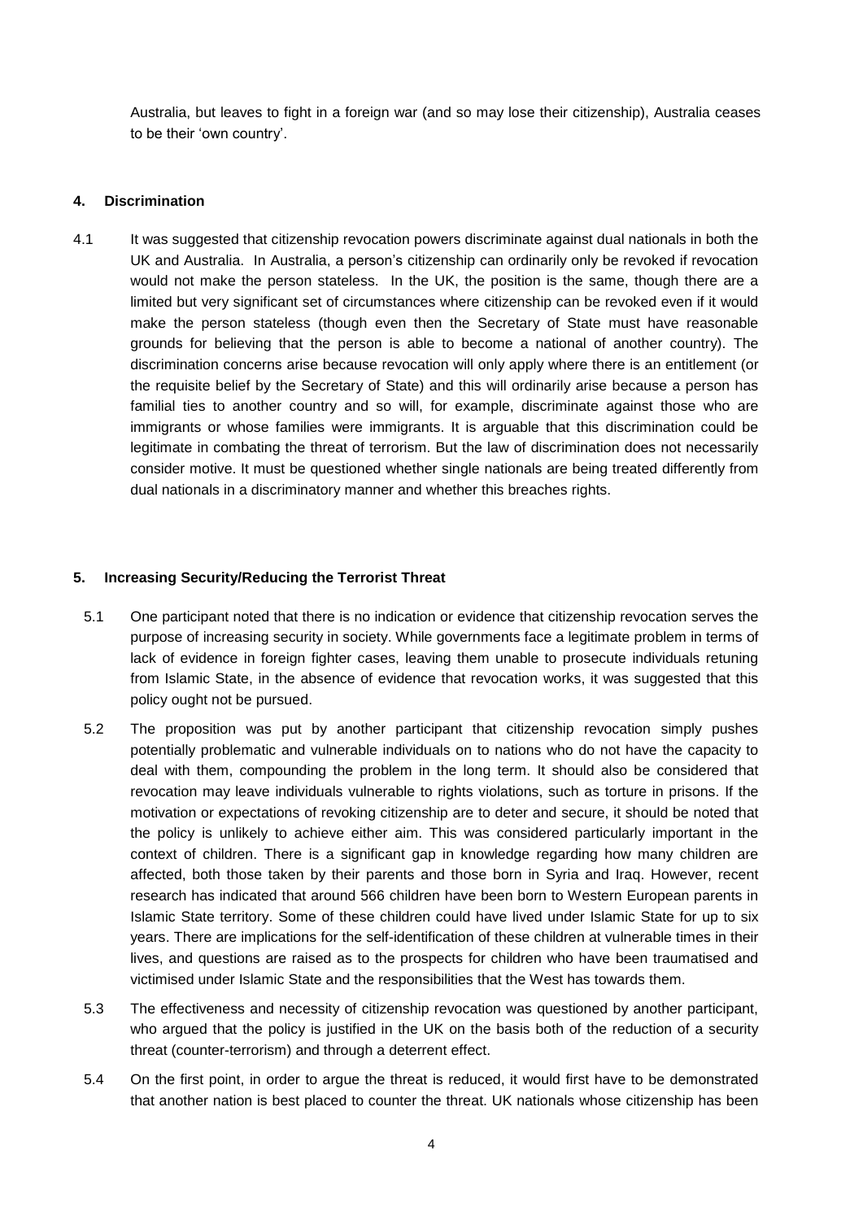Australia, but leaves to fight in a foreign war (and so may lose their citizenship), Australia ceases to be their 'own country'.

## 4. Discrimination

4.1 It was suggested that citizenship revocation powers discriminate against dual nationals in both the UK and Australia. In Australia, a person's citizenship can ordinarily only be revoked if revocation would not make the person stateless. In the UK, the position is the same, though there are a limited but very significant set of circumstances where citizenship can be revoked even if it would make the person stateless (though even then the Secretary of State must have reasonable grounds for believing that the person is able to become a national of another country). The discrimination concerns arise because revocation will only apply where there is an entitlement (or the requisite belief by the Secretary of State) and this will ordinarily arise because a person has familial ties to another country and so will, for example, discriminate against those who are immigrants or whose families were immigrants. It is arguable that this discrimination could be legitimate in combating the threat of terrorism. But the law of discrimination does not necessarily consider motive. It must be questioned whether single nationals are being treated differently from dual nationals in a discriminatory manner and whether this breaches rights.

## 5. Increasing Security/Reducing the Terrorist Threat

5.1 One participant noted that there is no indication or evidence that citizenship revocation serves the purpose of increasing security in society. While governments face a legitimate problem in terms of lack of evidence in foreign fighter cases, leaving them unable to prosecute individuals retuning from Islamic State, in the absence of evidence that revocation works, it was suggested that this policy ought not be pursued.

5.2 The proposition was put by another participant that citizenship revocation simply pushes potentially problematic and vulnerable individuals on to nations who do not have the capacity to deal with them, compounding the problem in the long term. It should also be considered that revocation may leave individuals vulnerable to rights violations, such as torture in prisons. If the motivation or expectations of revoking citizenship are to deter and secure, it should be noted that the policy is unlikely to achieve either aim. This was considered particularly important in the context of children. There is a significant gap in knowledge regarding how many children are affected, both those taken by their parents and those born in Syria and Iraq. However, recent research has indicated that around 566 children have been born to Western European parents in Islamic State territory. Some of these children could have lived under Islamic State for up to six years. There are implications for the self-identification of these children at vulnerable times in their lives, and questions are raised as to the prospects for children who have been traumatised and victimised under Islamic State and the responsibilities that the West has towards them.

5.3 The effectiveness and necessity of citizenship revocation was questioned by another participant, who argued that the policy is justified in the UK on the basis both of the reduction of a security threat (counter-terrorism) and through a deterrent effect.

5.4 On the first point, in order to argue the threat is reduced, it would first have to be demonstrated that another nation is best placed to counter the threat. UK nationals whose citizenship has been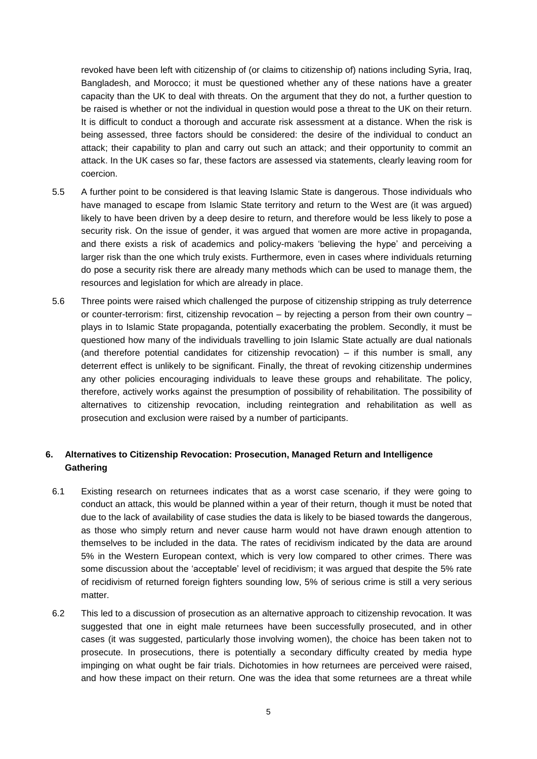revoked have been left with citizenship of (or claims to citizenship of) nations including Syria, Iraq, Bangladesh, and Morocco; it must be questioned whether any of these nations have a greater capacity than the UK to deal with threats. On the argument that they do not, a further question to be raised is whether or not the individual in question would pose a threat to the UK on their return. It is difficult to conduct a thorough and accurate risk assessment at a distance. When the risk is being assessed, three factors should be considered: the desire of the individual to conduct an attack; their capability to plan and carry out such an attack; and their opportunity to commit an attack. In the UK cases so far, these factors are assessed via statements, clearly leaving room for coercion.

5.5 A further point to be considered is that leaving Islamic State is dangerous. Those individuals who have managed to escape from Islamic State territory and return to the West are (it was argued) likely to have been driven by a deep desire to return, and therefore would be less likely to pose a security risk. On the issue of gender, it was argued that women are more active in propaganda, and there exists a risk of academics and policy-makers 'believing the hype' and perceiving a larger risk than the one which truly exists. Furthermore, even in cases where individuals returning do pose a security risk there are already many methods which can be used to manage them, the resources and legislation for which are already in place.

5.6 Three points were raised which challenged the purpose of citizenship stripping as truly deterrence or counter-terrorism: first, citizenship revocation – by rejecting a person from their own country – plays in to Islamic State propaganda, potentially exacerbating the problem. Secondly, it must be questioned how many of the individuals travelling to join Islamic State actually are dual nationals (and therefore potential candidates for citizenship revocation) – if this number is small, any deterrent effect is unlikely to be significant. Finally, the threat of revoking citizenship undermines any other policies encouraging individuals to leave these groups and rehabilitate. The policy, therefore, actively works against the presumption of possibility of rehabilitation. The possibility of alternatives to citizenship revocation, including reintegration and rehabilitation as well as prosecution and exclusion were raised by a number of participants.

## 6. Alternatives to Citizenship Revocation: Prosecution, Managed Return and Intelligence Gathering

6.1 Existing research on returnees indicates that as a worst case scenario, if they were going to conduct an attack, this would be planned within a year of their return, though it must be noted that due to the lack of availability of case studies the data is likely to be biased towards the dangerous, as those who simply return and never cause harm would not have drawn enough attention to themselves to be included in the data. The rates of recidivism indicated by the data are around 5% in the Western European context, which is very low compared to other crimes. There was some discussion about the 'acceptable' level of recidivism; it was argued that despite the 5% rate of recidivism of returned foreign fighters sounding low, 5% of serious crime is still a very serious matter.

6.2 This led to a discussion of prosecution as an alternative approach to citizenship revocation. It was suggested that one in eight male returnees have been successfully prosecuted, and in other cases (it was suggested, particularly those involving women), the choice has been taken not to prosecute. In prosecutions, there is potentially a secondary difficulty created by media hype impinging on what ought be fair trials. Dichotomies in how returnees are perceived were raised, and how these impact on their return. One was the idea that some returnees are a threat while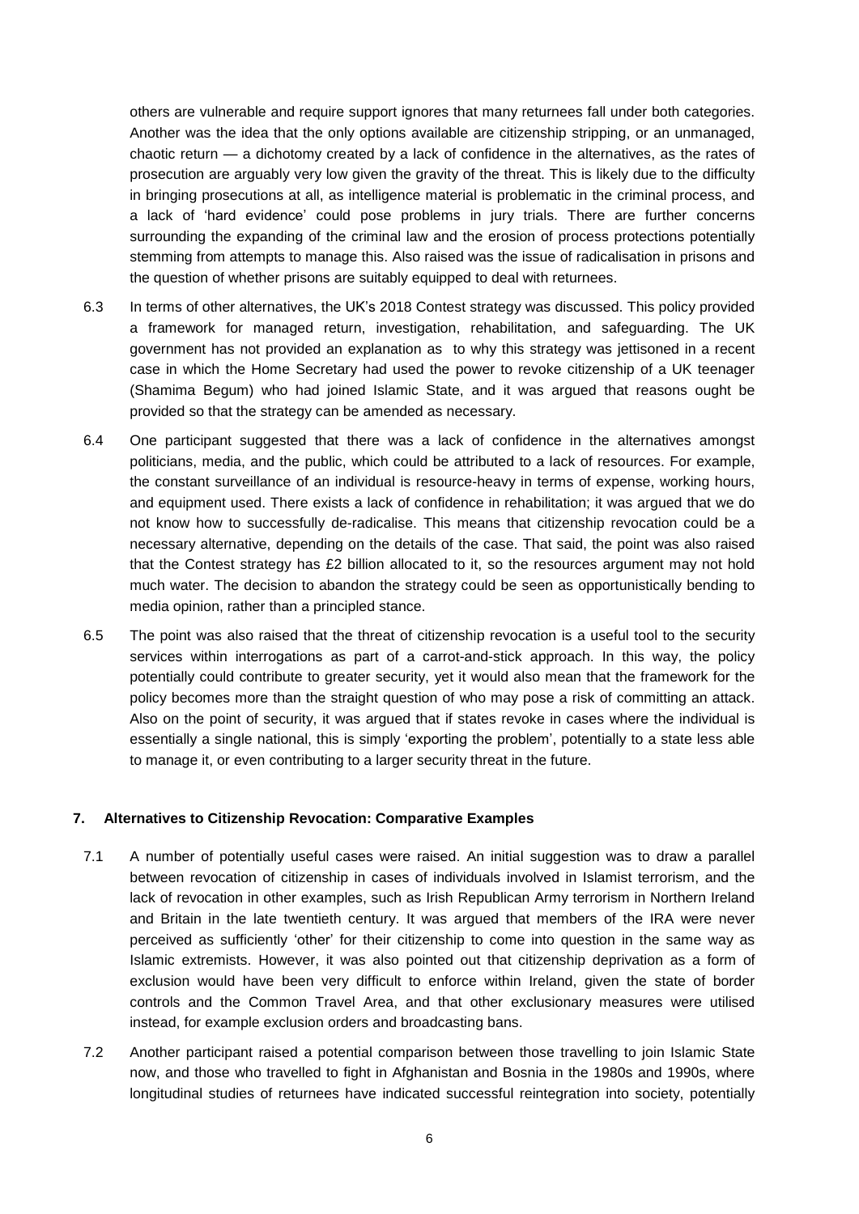others are vulnerable and require support ignores that many returnees fall under both categories. Another was the idea that the only options available are citizenship stripping, or an unmanaged, chaotic return — a dichotomy created by a lack of confidence in the alternatives, as the rates of prosecution are arguably very low given the gravity of the threat. This is likely due to the difficulty in bringing prosecutions at all, as intelligence material is problematic in the criminal process, and a lack of 'hard evidence' could pose problems in jury trials. There are further concerns surrounding the expanding of the criminal law and the erosion of process protections potentially stemming from attempts to manage this. Also raised was the issue of radicalisation in prisons and the question of whether prisons are suitably equipped to deal with returnees.

6.3 In terms of other alternatives, the UK's 2018 Contest strategy was discussed. This policy provided a framework for managed return, investigation, rehabilitation, and safeguarding. The UK government has not provided an explanation as to why this strategy was jettisoned in a recent case in which the Home Secretary had used the power to revoke citizenship of a UK teenager (Shamima Begum) who had joined Islamic State, and it was argued that reasons ought be provided so that the strategy can be amended as necessary.

6.4 One participant suggested that there was a lack of confidence in the alternatives amongst politicians, media, and the public, which could be attributed to a lack of resources. For example, the constant surveillance of an individual is resource-heavy in terms of expense, working hours, and equipment used. There exists a lack of confidence in rehabilitation; it was argued that we do not know how to successfully de-radicalise. This means that citizenship revocation could be a necessary alternative, depending on the details of the case. That said, the point was also raised that the Contest strategy has £2 billion allocated to it, so the resources argument may not hold much water. The decision to abandon the strategy could be seen as opportunistically bending to media opinion, rather than a principled stance.

6.5 The point was also raised that the threat of citizenship revocation is a useful tool to the security services within interrogations as part of a carrot-and-stick approach. In this way, the policy potentially could contribute to greater security, yet it would also mean that the framework for the policy becomes more than the straight question of who may pose a risk of committing an attack. Also on the point of security, it was argued that if states revoke in cases where the individual is essentially a single national, this is simply 'exporting the problem', potentially to a state less able to manage it, or even contributing to a larger security threat in the future.

## 7. Alternatives to Citizenship Revocation: Comparative Examples

7.1 A number of potentially useful cases were raised. An initial suggestion was to draw a parallel between revocation of citizenship in cases of individuals involved in Islamist terrorism, and the lack of revocation in other examples, such as Irish Republican Army terrorism in Northern Ireland and Britain in the late twentieth century. It was argued that members of the IRA were never perceived as sufficiently 'other' for their citizenship to come into question in the same way as Islamic extremists. However, it was also pointed out that citizenship deprivation as a form of exclusion would have been very difficult to enforce within Ireland, given the state of border controls and the Common Travel Area, and that other exclusionary measures were utilised instead, for example exclusion orders and broadcasting bans.

7.2 Another participant raised a potential comparison between those travelling to join Islamic State now, and those who travelled to fight in Afghanistan and Bosnia in the 1980s and 1990s, where longitudinal studies of returnees have indicated successful reintegration into society, potentially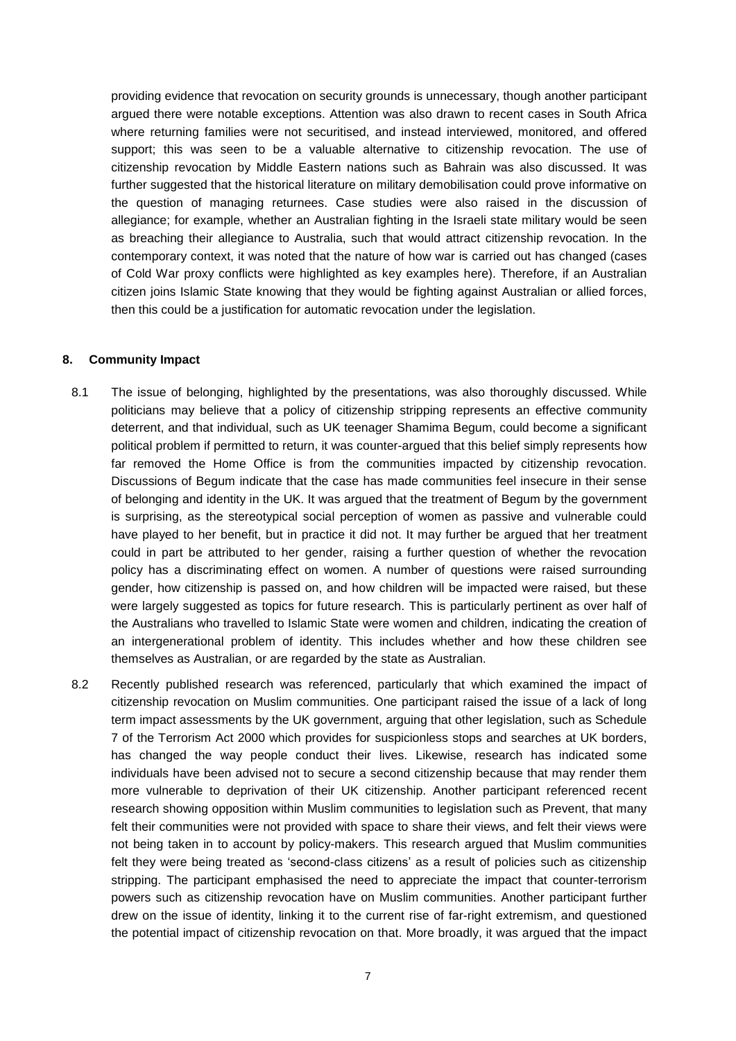providing evidence that revocation on security grounds is unnecessary, though another participant argued there were notable exceptions. Attention was also drawn to recent cases in South Africa where returning families were not securitised, and instead interviewed, monitored, and offered support; this was seen to be a valuable alternative to citizenship revocation. The use of citizenship revocation by Middle Eastern nations such as Bahrain was also discussed. It was further suggested that the historical literature on military demobilisation could prove informative on the question of managing returnees. Case studies were also raised in the discussion of allegiance; for example, whether an Australian fighting in the Israeli state military would be seen as breaching their allegiance to Australia, such that would attract citizenship revocation. In the contemporary context, it was noted that the nature of how war is carried out has changed (cases of Cold War proxy conflicts were highlighted as key examples here). Therefore, if an Australian citizen joins Islamic State knowing that they would be fighting against Australian or allied forces, then this could be a justification for automatic revocation under the legislation.

## 8. Community Impact

8.1 The issue of belonging, highlighted by the presentations, was also thoroughly discussed. While politicians may believe that a policy of citizenship stripping represents an effective community deterrent, and that individual, such as UK teenager Shamima Begum, could become a significant political problem if permitted to return, it was counter-argued that this belief simply represents how far removed the Home Office is from the communities impacted by citizenship revocation. Discussions of Begum indicate that the case has made communities feel insecure in their sense of belonging and identity in the UK. It was argued that the treatment of Begum by the government is surprising, as the stereotypical social perception of women as passive and vulnerable could have played to her benefit, but in practice it did not. It may further be argued that her treatment could in part be attributed to her gender, raising a further question of whether the revocation policy has a discriminating effect on women. A number of questions were raised surrounding gender, how citizenship is passed on, and how children will be impacted were raised, but these were largely suggested as topics for future research. This is particularly pertinent as over half of the Australians who travelled to Islamic State were women and children, indicating the creation of an intergenerational problem of identity. This includes whether and how these children see themselves as Australian, or are regarded by the state as Australian.

8.2 Recently published research was referenced, particularly that which examined the impact of citizenship revocation on Muslim communities. One participant raised the issue of a lack of long term impact assessments by the UK government, arguing that other legislation, such as Schedule 7 of the Terrorism Act 2000 which provides for suspicionless stops and searches at UK borders, has changed the way people conduct their lives. Likewise, research has indicated some individuals have been advised not to secure a second citizenship because that may render them more vulnerable to deprivation of their UK citizenship. Another participant referenced recent research showing opposition within Muslim communities to legislation such as Prevent, that many felt their communities were not provided with space to share their views, and felt their views were not being taken in to account by policy-makers. This research argued that Muslim communities felt they were being treated as 'second-class citizens' as a result of policies such as citizenship stripping. The participant emphasised the need to appreciate the impact that counter-terrorism powers such as citizenship revocation have on Muslim communities. Another participant further drew on the issue of identity, linking it to the current rise of far-right extremism, and questioned the potential impact of citizenship revocation on that. More broadly, it was argued that the impact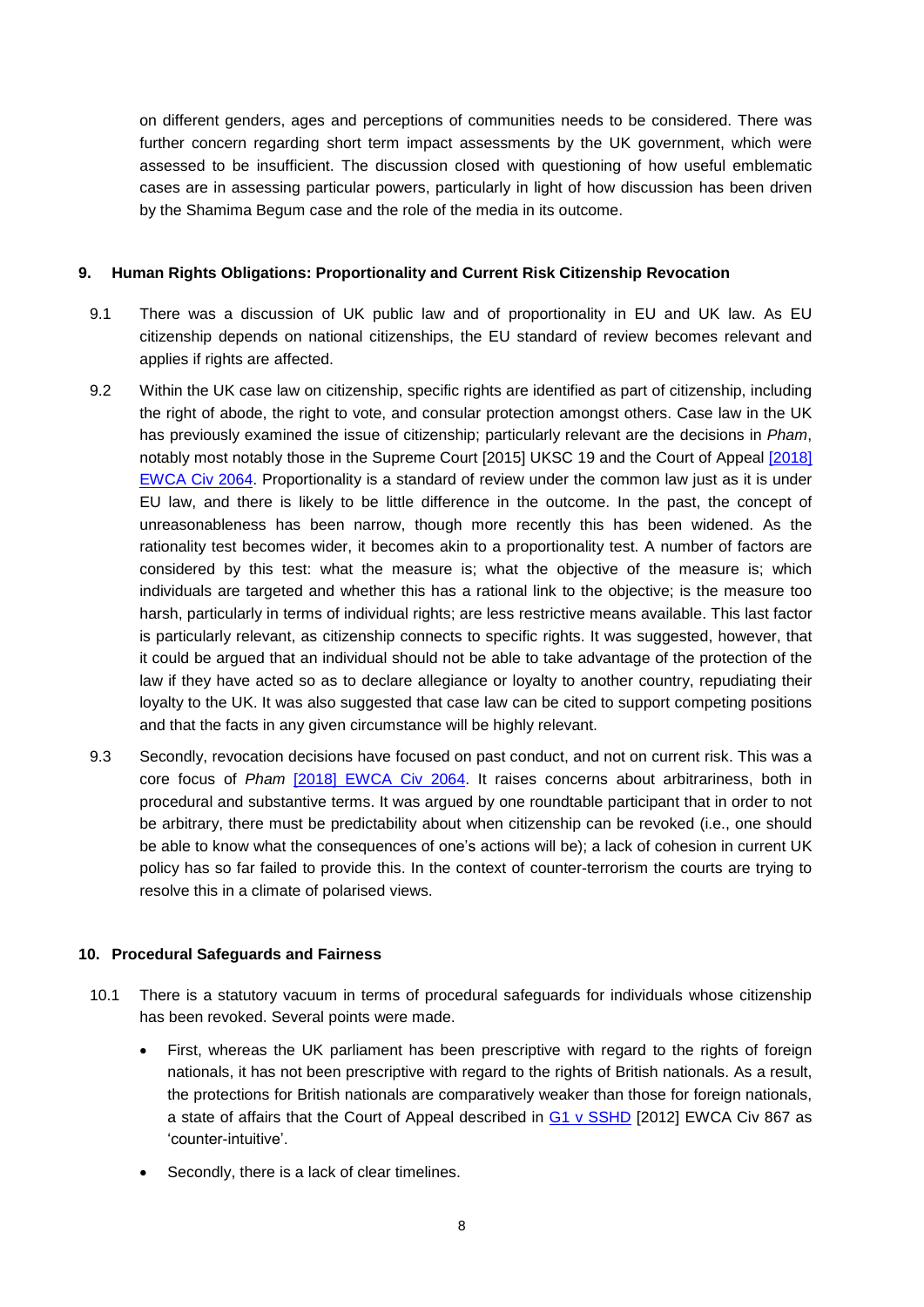on different genders, ages and perceptions of communities needs to be considered. There was further concern regarding short term impact assessments by the UK government, which were assessed to be insufficient. The discussion closed with questioning of how useful emblematic cases are in assessing particular powers, particularly in light of how discussion has been driven by the Shamima Begum case and the role of the media in its outcome.

## 9. Human Rights Obligations: Proportionality and Current Risk Citizenship Revocation

9.1 There was a discussion of UK public law and of proportionality in EU and UK law. As EU citizenship depends on national citizenships, the EU standard of review becomes relevant and applies if rights are affected.

9.2 Within the UK case law on citizenship, specific rights are identified as part of citizenship, including the right of abode, the right to vote, and consular protection amongst others. Case law in the UK has previously examined the issue of citizenship; particularly relevant are the decisions in *Pham*, notably most notably those in the Supreme Court [2015] UKSC 19 and the Court of Appeal [2018] EWCA Civ 2064. Proportionality is a standard of review under the common law just as it is under EU law, and there is likely to be little difference in the outcome. In the past, the concept of unreasonableness has been narrow, though more recently this has been widened. As the rationality test becomes wider, it becomes akin to a proportionality test. A number of factors are considered by this test: what the measure is; what the objective of the measure is; which individuals are targeted and whether this has a rational link to the objective; is the measure too harsh, particularly in terms of individual rights; are less restrictive means available. This last factor is particularly relevant, as citizenship connects to specific rights. It was suggested, however, that it could be argued that an individual should not be able to take advantage of the protection of the law if they have acted so as to declare allegiance or loyalty to another country, repudiating their loyalty to the UK. It was also suggested that case law can be cited to support competing positions and that the facts in any given circumstance will be highly relevant.

9.3 Secondly, revocation decisions have focused on past conduct, and not on current risk. This was a core focus of *Pham* [2018] EWCA Civ 2064. It raises concerns about arbitrariness, both in procedural and substantive terms. It was argued by one roundtable participant that in order to not be arbitrary, there must be predictability about when citizenship can be revoked (i.e., one should be able to know what the consequences of one's actions will be); a lack of cohesion in current UK policy has so far failed to provide this. In the context of counter-terrorism the courts are trying to resolve this in a climate of polarised views.

## 10. Procedural Safeguards and Fairness

10.1 There is a statutory vacuum in terms of procedural safeguards for individuals whose citizenship has been revoked. Several points were made.

- First, whereas the UK parliament has been prescriptive with regard to the rights of foreign nationals, it has not been prescriptive with regard to the rights of British nationals. As a result, the protections for British nationals are comparatively weaker than those for foreign nationals, a state of affairs that the Court of Appeal described in G1 v SSHD [2012] EWCA Civ 867 as 'counter-intuitive'.
- Secondly, there is a lack of clear timelines.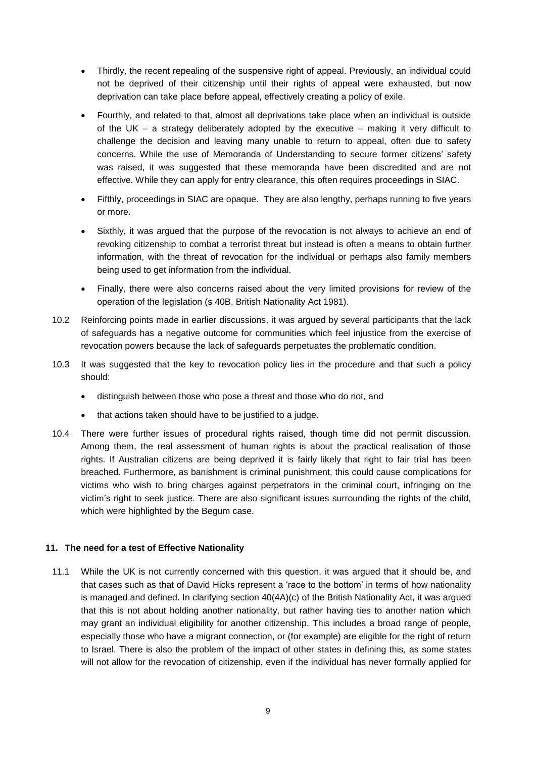- Thirdly, the recent repealing of the suspensive right of appeal. Previously, an individual could not be deprived of their citizenship until their rights of appeal were exhausted, but now deprivation can take place before appeal, effectively creating a policy of exile.
- Fourthly, and related to that, almost all deprivations take place when an individual is outside of the UK – a strategy deliberately adopted by the executive – making it very difficult to challenge the decision and leaving many unable to return to appeal, often due to safety concerns. While the use of Memoranda of Understanding to secure former citizens' safety was raised, it was suggested that these memoranda have been discredited and are not effective. While they can apply for entry clearance, this often requires proceedings in SIAC.
- Fifthly, proceedings in SIAC are opaque. They are also lengthy, perhaps running to five years or more.
- Sixthly, it was argued that the purpose of the revocation is not always to achieve an end of revoking citizenship to combat a terrorist threat but instead is often a means to obtain further information, with the threat of revocation for the individual or perhaps also family members being used to get information from the individual.
- Finally, there were also concerns raised about the very limited provisions for review of the operation of the legislation (s 40B, British Nationality Act 1981).

10.2 Reinforcing points made in earlier discussions, it was argued by several participants that the lack of safeguards has a negative outcome for communities which feel injustice from the exercise of revocation powers because the lack of safeguards perpetuates the problematic condition.

10.3 It was suggested that the key to revocation policy lies in the procedure and that such a policy should:

- distinguish between those who pose a threat and those who do not, and
- that actions taken should have to be justified to a judge.

10.4 There were further issues of procedural rights raised, though time did not permit discussion. Among them, the real assessment of human rights is about the practical realisation of those rights. If Australian citizens are being deprived it is fairly likely that right to fair trial has been breached. Furthermore, as banishment is criminal punishment, this could cause complications for victims who wish to bring charges against perpetrators in the criminal court, infringing on the victim's right to seek justice. There are also significant issues surrounding the rights of the child, which were highlighted by the Begum case.

## 11. The need for a test of Effective Nationality

11.1 While the UK is not currently concerned with this question, it was argued that it should be, and that cases such as that of David Hicks represent a 'race to the bottom' in terms of how nationality is managed and defined. In clarifying section 40(4A)(c) of the British Nationality Act, it was argued that this is not about holding another nationality, but rather having ties to another nation which may grant an individual eligibility for another citizenship. This includes a broad range of people, especially those who have a migrant connection, or (for example) are eligible for the right of return to Israel. There is also the problem of the impact of other states in defining this, as some states will not allow for the revocation of citizenship, even if the individual has never formally applied for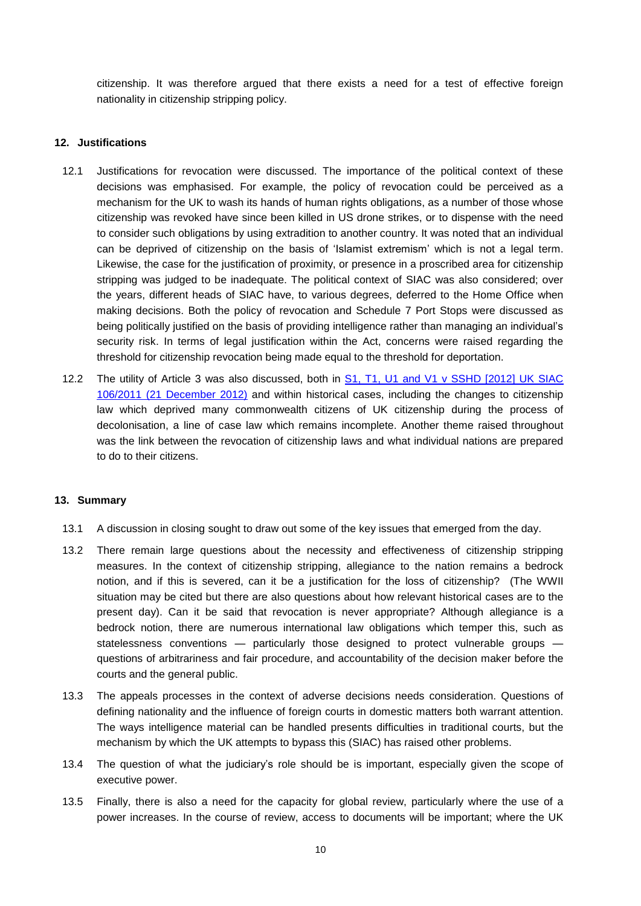citizenship. It was therefore argued that there exists a need for a test of effective foreign nationality in citizenship stripping policy.

## 12. Justifications

12.1 Justifications for revocation were discussed. The importance of the political context of these decisions was emphasised. For example, the policy of revocation could be perceived as a mechanism for the UK to wash its hands of human rights obligations, as a number of those whose citizenship was revoked have since been killed in US drone strikes, or to dispense with the need to consider such obligations by using extradition to another country. It was noted that an individual can be deprived of citizenship on the basis of 'Islamist extremism' which is not a legal term. Likewise, the case for the justification of proximity, or presence in a proscribed area for citizenship stripping was judged to be inadequate. The political context of SIAC was also considered; over the years, different heads of SIAC have, to various degrees, deferred to the Home Office when making decisions. Both the policy of revocation and Schedule 7 Port Stops were discussed as being politically justified on the basis of providing intelligence rather than managing an individual's security risk. In terms of legal justification within the Act, concerns were raised regarding the threshold for citizenship revocation being made equal to the threshold for deportation.

12.2 The utility of Article 3 was also discussed, both in S1, T1, U1 and V1 v SSHD [2012] UK SIAC 106/2011 (21 December 2012) and within historical cases, including the changes to citizenship law which deprived many commonwealth citizens of UK citizenship during the process of decolonisation, a line of case law which remains incomplete. Another theme raised throughout was the link between the revocation of citizenship laws and what individual nations are prepared to do to their citizens.

## 13. Summary

13.1 A discussion in closing sought to draw out some of the key issues that emerged from the day.

13.2 There remain large questions about the necessity and effectiveness of citizenship stripping measures. In the context of citizenship stripping, allegiance to the nation remains a bedrock notion, and if this is severed, can it be a justification for the loss of citizenship? (The WWII situation may be cited but there are also questions about how relevant historical cases are to the present day). Can it be said that revocation is never appropriate? Although allegiance is a bedrock notion, there are numerous international law obligations which temper this, such as statelessness conventions — particularly those designed to protect vulnerable groups — questions of arbitrariness and fair procedure, and accountability of the decision maker before the courts and the general public.

13.3 The appeals processes in the context of adverse decisions needs consideration. Questions of defining nationality and the influence of foreign courts in domestic matters both warrant attention. The ways intelligence material can be handled presents difficulties in traditional courts, but the mechanism by which the UK attempts to bypass this (SIAC) has raised other problems.

13.4 The question of what the judiciary's role should be is important, especially given the scope of executive power.

13.5 Finally, there is also a need for the capacity for global review, particularly where the use of a power increases. In the course of review, access to documents will be important; where the UK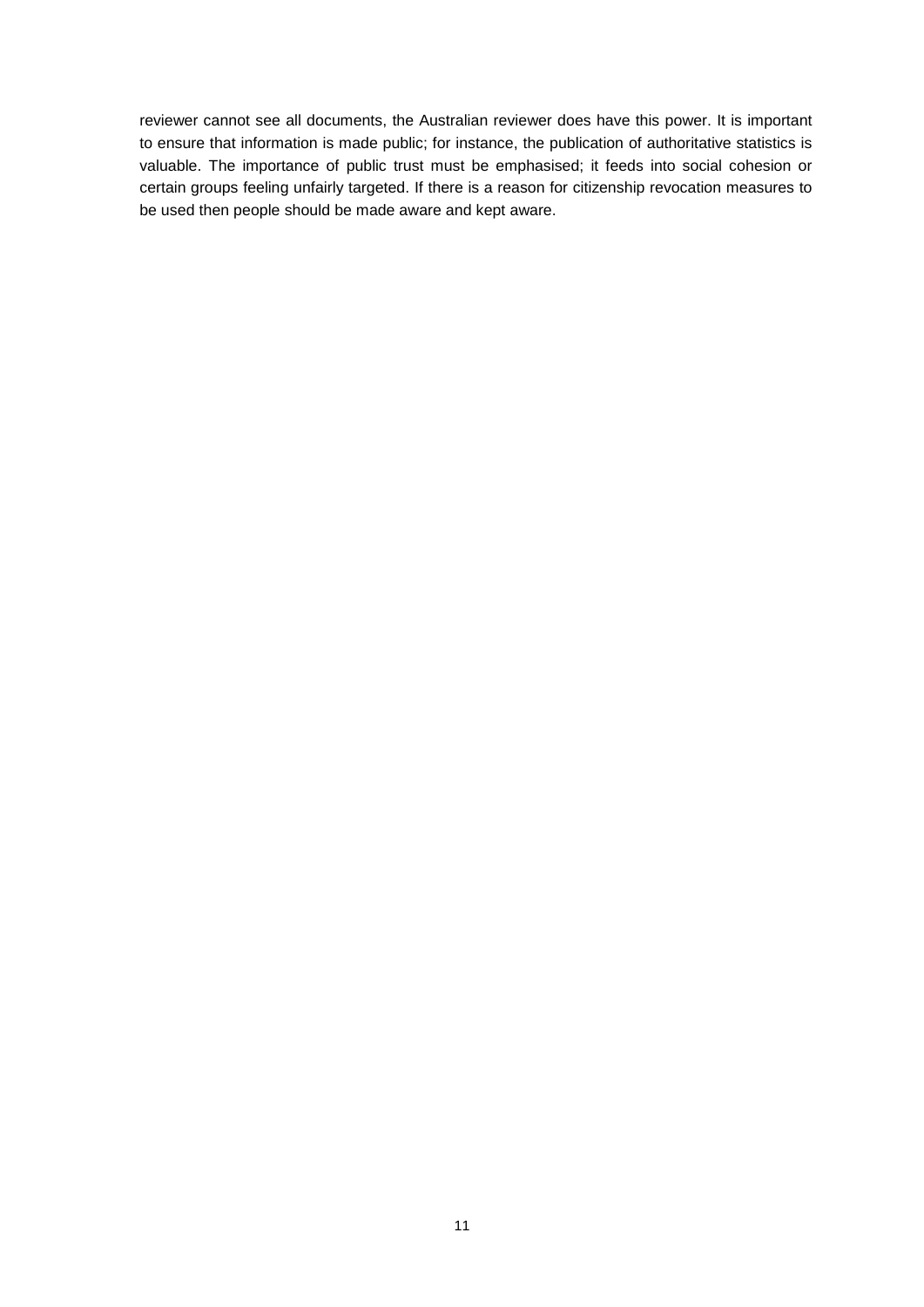reviewer cannot see all documents, the Australian reviewer does have this power. It is important to ensure that information is made public; for instance, the publication of authoritative statistics is valuable. The importance of public trust must be emphasised; it feeds into social cohesion or certain groups feeling unfairly targeted. If there is a reason for citizenship revocation measures to be used then people should be made aware and kept aware.